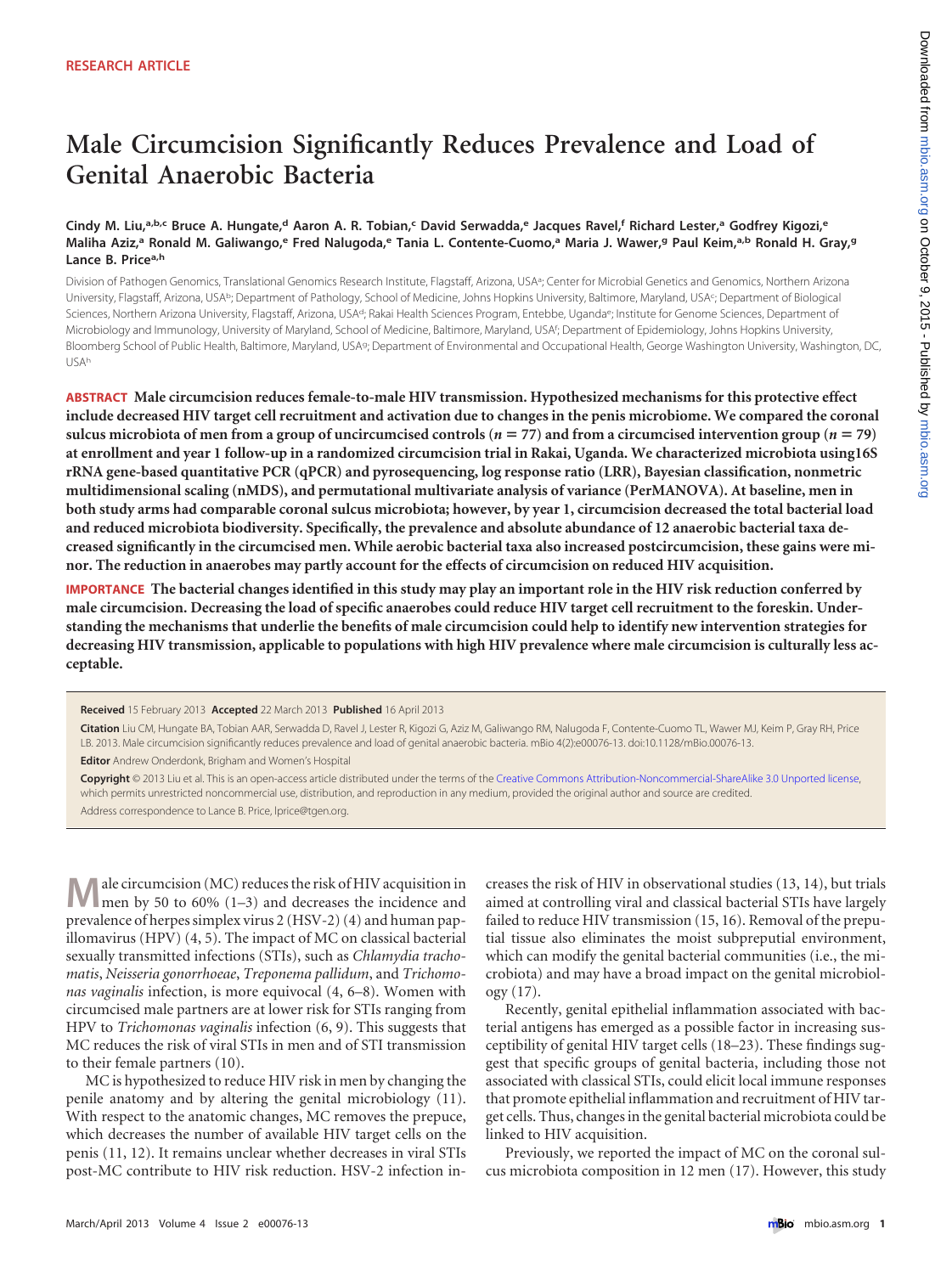RESEARCH ARTICLE

# Male Circumcision Significantly Reduces Prevalence and Load of Genital Anaerobic Bacteria

**Cindy M. Liu,[a,b,c] Bruce A. Hungate,[d] Aaron A. R. Tobian,[c] David Serwadda,[e] Jacques Ravel,[f] Richard Lester,[a] Godfrey Kigozi,[e] Maliha Aziz,[a] Ronald M. Galiwango,[e] Fred Nalugoda,[e] Tania L. Contente-Cuomo,[a] Maria J. Wawer,[g] Paul Keim,[a,b] Ronald H. Gray,[g] Lance B. Price[a,h]**

Division of Pathogen Genomics, Translational Genomics Research Institute, Flagstaff, Arizona, USA[a]; Center for Microbial Genetics and Genomics, Northern Arizona University, Flagstaff, Arizona, USA[b]; Department of Pathology, School of Medicine, Johns Hopkins University, Baltimore, Maryland, USA[c]; Department of Biological Sciences, Northern Arizona University, Flagstaff, Arizona, USA[d]; Rakai Health Sciences Program, Entebbe, Uganda[e]; Institute for Genome Sciences, Department of Microbiology and Immunology, University of Maryland, School of Medicine, Baltimore, Maryland, USA[f]; Department of Epidemiology, Johns Hopkins University, Bloomberg School of Public Health, Baltimore, Maryland, USA[g]; Department of Environmental and Occupational Health, George Washington University, Washington, DC, USA[h]

**ABSTRACT Male circumcision reduces female-to-male HIV transmission. Hypothesized mechanisms for this protective effect include decreased HIV target cell recruitment and activation due to changes in the penis microbiome. We compared the coronal sulcus microbiota of men from a group of uncircumcised controls ($n = 77$) and from a circumcised intervention group ($n = 79$) at enrollment and year 1 follow-up in a randomized circumcision trial in Rakai, Uganda. We characterized microbiota using16S rRNA gene-based quantitative PCR (qPCR) and pyrosequencing, log response ratio (LRR), Bayesian classification, nonmetric multidimensional scaling (nMDS), and permutational multivariate analysis of variance (PerMANOVA). At baseline, men in both study arms had comparable coronal sulcus microbiota; however, by year 1, circumcision decreased the total bacterial load and reduced microbiota biodiversity. Specifically, the prevalence and absolute abundance of 12 anaerobic bacterial taxa decreased significantly in the circumcised men. While aerobic bacterial taxa also increased postcircumcision, these gains were minor. The reduction in anaerobes may partly account for the effects of circumcision on reduced HIV acquisition.**

**IMPORTANCE The bacterial changes identified in this study may play an important role in the HIV risk reduction conferred by male circumcision. Decreasing the load of specific anaerobes could reduce HIV target cell recruitment to the foreskin. Understanding the mechanisms that underlie the benefits of male circumcision could help to identify new intervention strategies for decreasing HIV transmission, applicable to populations with high HIV prevalence where male circumcision is culturally less acceptable.**

**Received** 15 February 2013 **Accepted** 22 March 2013 **Published** 16 April 2013

**Citation** Liu CM, Hungate BA, Tobian AAR, Serwadda D, Ravel J, Lester R, Kigozi G, Aziz M, Galiwango RM, Nalugoda F, Contente-Cuomo TL, Wawer MJ, Keim P, Gray RH, Price LB. 2013. Male circumcision significantly reduces prevalence and load of genital anaerobic bacteria. mBio 4(2):e00076-13. doi:10.1128/mBio.00076-13.

**Editor** Andrew Onderdonk, Brigham and Women's Hospital

**Copyright** © 2013 Liu et al. This is an open-access article distributed under the terms of the Creative Commons Attribution-NonCommercial-ShareAlike 3.0 Unported license, which permits unrestricted noncommercial use, distribution, and reproduction in any medium, provided the original author and source are credited.

Address correspondence to Lance B. Price, lprice@tgen.org.

Male circumcision (MC) reduces the risk of HIV acquisition in men by 50 to 60% (1–3) and decreases the incidence and prevalence of herpes simplex virus 2 (HSV-2) (4) and human papillomavirus (HPV) (4, 5). The impact of MC on classical bacterial sexually transmitted infections (STIs), such as *Chlamydia trachomatis*, *Neisseria gonorrhoeae*, *Treponema pallidum*, and *Trichomonas vaginalis* infection, is more equivocal (4, 6–8). Women with circumcised male partners are at lower risk for STIs ranging from HPV to *Trichomonas vaginalis* infection (6, 9). This suggests that MC reduces the risk of viral STIs in men and of STI transmission to their female partners (10).

MC is hypothesized to reduce HIV risk in men by changing the penile anatomy and by altering the genital microbiology (11). With respect to the anatomic changes, MC removes the prepuce, which decreases the number of available HIV target cells on the penis (11, 12). It remains unclear whether decreases in viral STIs post-MC contribute to HIV risk reduction. HSV-2 infection increases the risk of HIV in observational studies (13, 14), but trials aimed at controlling viral and classical bacterial STIs have largely failed to reduce HIV transmission (15, 16). Removal of the preputial tissue also eliminates the moist subpreputial environment, which can modify the genital bacterial communities (i.e., the microbiota) and may have a broad impact on the genital microbiology (17).

Recently, genital epithelial inflammation associated with bacterial antigens has emerged as a possible factor in increasing susceptibility of genital HIV target cells (18–23). These findings suggest that specific groups of genital bacteria, including those not associated with classical STIs, could elicit local immune responses that promote epithelial inflammation and recruitment of HIV target cells. Thus, changes in the genital bacterial microbiota could be linked to HIV acquisition.

Previously, we reported the impact of MC on the coronal sulcus microbiota composition in 12 men (17). However, this study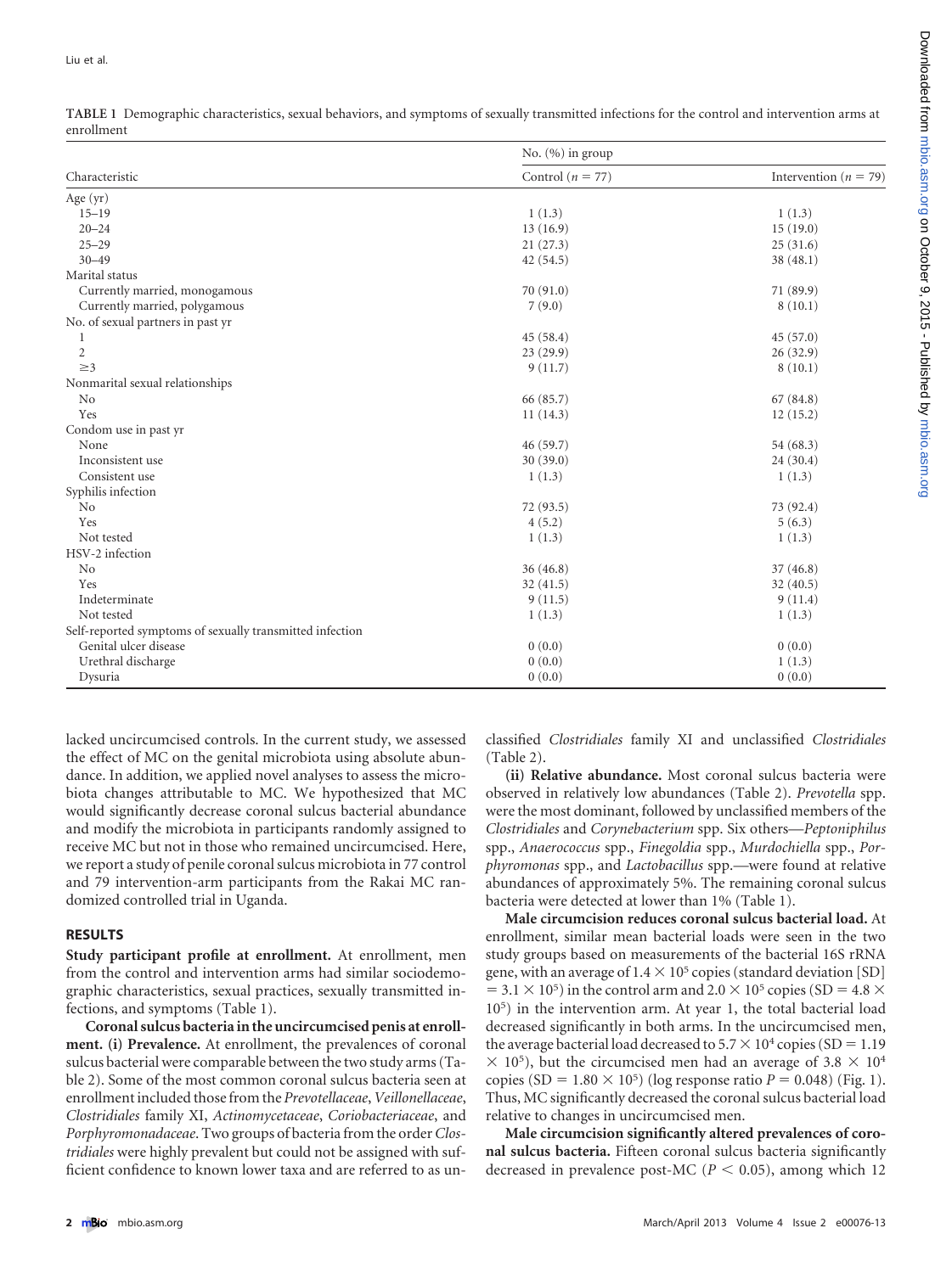**TABLE 1** Demographic characteristics, sexual behaviors, and symptoms of sexually transmitted infections for the control and intervention arms at enrollment

| Characteristic | No. (%) in group | |
|---|---|---|
| | Control ($n = 77$) | Intervention ($n = 79$) |
| Age (yr) | | |
| 15–19 | 1 (1.3) | 1 (1.3) |
| 20–24 | 13 (16.9) | 15 (19.0) |
| 25–29 | 21 (27.3) | 25 (31.6) |
| 30–49 | 42 (54.5) | 38 (48.1) |
| Marital status | | |
| Currently married, monogamous | 70 (91.0) | 71 (89.9) |
| Currently married, polygamous | 7 (9.0) | 8 (10.1) |
| No. of sexual partners in past yr | | |
| 1 | 45 (58.4) | 45 (57.0) |
| 2 | 23 (29.9) | 26 (32.9) |
| ≥3 | 9 (11.7) | 8 (10.1) |
| Nonmarital sexual relationships | | |
| No | 66 (85.7) | 67 (84.8) |
| Yes | 11 (14.3) | 12 (15.2) |
| Condom use in past yr | | |
| None | 46 (59.7) | 54 (68.3) |
| Inconsistent use | 30 (39.0) | 24 (30.4) |
| Consistent use | 1 (1.3) | 1 (1.3) |
| Syphilis infection | | |
| No | 72 (93.5) | 73 (92.4) |
| Yes | 4 (5.2) | 5 (6.3) |
| Not tested | 1 (1.3) | 1 (1.3) |
| HSV-2 infection | | |
| No | 36 (46.8) | 37 (46.8) |
| Yes | 32 (41.5) | 32 (40.5) |
| Indeterminate | 9 (11.5) | 9 (11.4) |
| Not tested | 1 (1.3) | 1 (1.3) |
| Self-reported symptoms of sexually transmitted infection | | |
| Genital ulcer disease | 0 (0.0) | 0 (0.0) |
| Urethral discharge | 0 (0.0) | 1 (1.3) |
| Dysuria | 0 (0.0) | 0 (0.0) |

lacked uncircumcised controls. In the current study, we assessed the effect of MC on the genital microbiota using absolute abundance. In addition, we applied novel analyses to assess the microbiota changes attributable to MC. We hypothesized that MC would significantly decrease coronal sulcus bacterial abundance and modify the microbiota in participants randomly assigned to receive MC but not in those who remained uncircumcised. Here, we report a study of penile coronal sulcus microbiota in 77 control and 79 intervention-arm participants from the Rakai MC randomized controlled trial in Uganda.

## RESULTS

**Study participant profile at enrollment.** At enrollment, men from the control and intervention arms had similar sociodemographic characteristics, sexual practices, sexually transmitted infections, and symptoms (Table 1).

**Coronal sulcus bacteria in the uncircumcised penis at enrollment. (i) Prevalence.** At enrollment, the prevalences of coronal sulcus bacterial were comparable between the two study arms (Table 2). Some of the most common coronal sulcus bacteria seen at enrollment included those from the *Prevotellaceae*, *Veillonellaceae*, *Clostridiales* family XI, *Actinomycetaceae*, *Coriobacteriaceae*, and *Porphyromonadaceae*. Two groups of bacteria from the order *Clostridiales* were highly prevalent but could not be assigned with sufficient confidence to known lower taxa and are referred to as unclassified *Clostridiales* family XI and unclassified *Clostridiales* (Table 2).

**(ii) Relative abundance.** Most coronal sulcus bacteria were observed in relatively low abundances (Table 2). *Prevotella* spp. were the most dominant, followed by unclassified members of the *Clostridiales* and *Corynebacterium* spp. Six others—*Peptoniphilus* spp., *Anaerococcus* spp., *Finegoldia* spp., *Murdochiella* spp., *Porphyromonas* spp., and *Lactobacillus* spp.—were found at relative abundances of approximately 5%. The remaining coronal sulcus bacteria were detected at lower than 1% (Table 1).

**Male circumcision reduces coronal sulcus bacterial load.** At enrollment, similar mean bacterial loads were seen in the two study groups based on measurements of the bacterial 16S rRNA gene, with an average of $1.4 \times 10^5$ copies (standard deviation [SD] $= 3.1 \times 10^5$) in the control arm and $2.0 \times 10^5$ copies (SD $= 4.8 \times 10^5$) in the intervention arm. At year 1, the total bacterial load decreased significantly in both arms. In the uncircumcised men, the average bacterial load decreased to $5.7 \times 10^4$ copies (SD $= 1.19 \times 10^5$), but the circumcised men had an average of $3.8 \times 10^4$ copies (SD $= 1.80 \times 10^5$) (log response ratio $P = 0.048$) (Fig. 1). Thus, MC significantly decreased the coronal sulcus bacterial load relative to changes in uncircumcised men.

**Male circumcision significantly altered prevalences of coronal sulcus bacteria.** Fifteen coronal sulcus bacteria significantly decreased in prevalence post-MC ($P < 0.05$), among which 12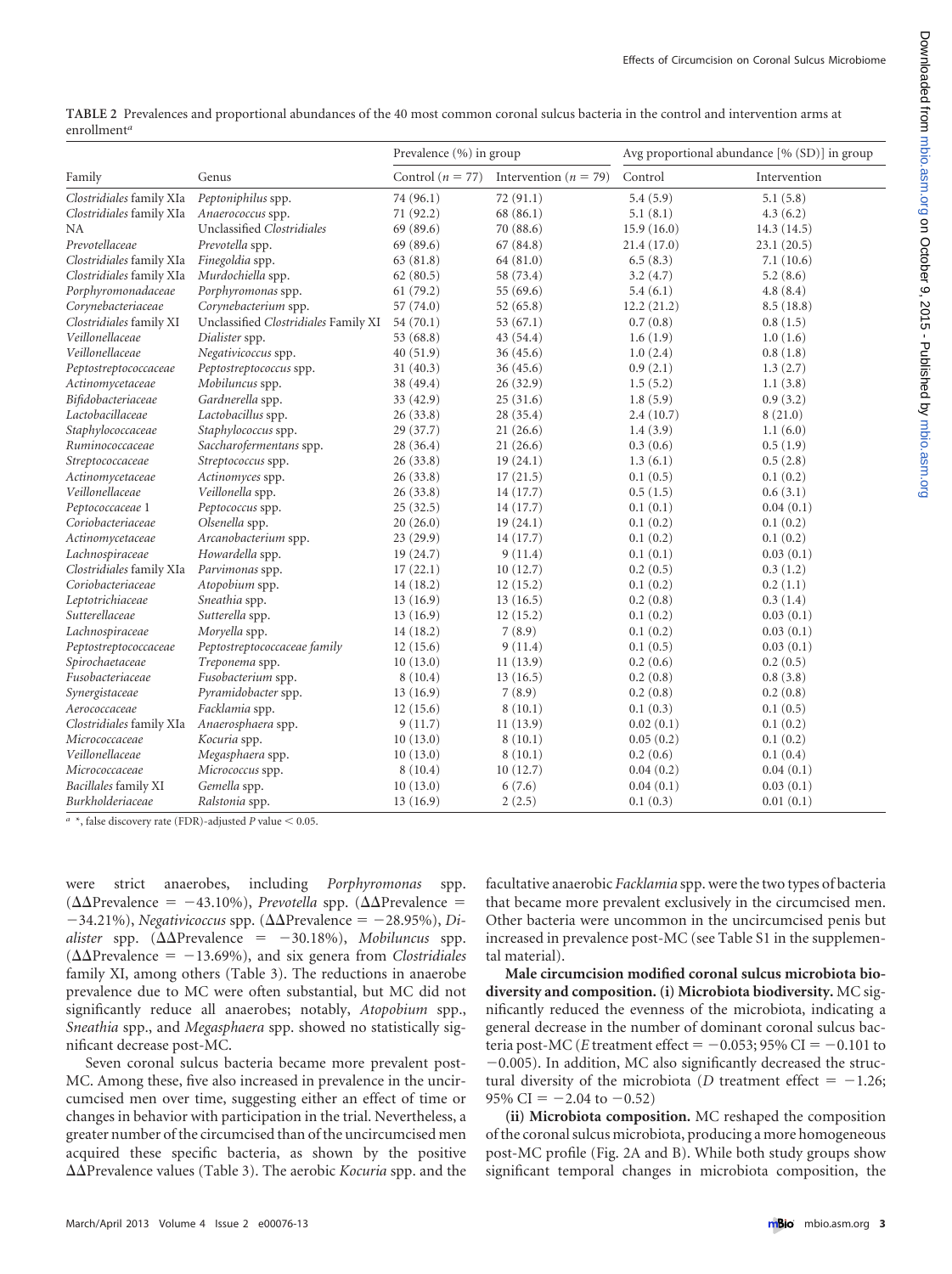**TABLE 2** Prevalences and proportional abundances of the 40 most common coronal sulcus bacteria in the control and intervention arms at enrollment[a]

| Family | Genus | Prevalence (%) in group | | Avg proportional abundance [% (SD)] in group | |
|---|---|---|---|---|---|
| | | Control ($n = 77$) | Intervention ($n = 79$) | Control | Intervention |
| *Clostridiales* family XIa | *Peptoniphilus* spp. | 74 (96.1) | 72 (91.1) | 5.4 (5.9) | 5.1 (5.8) |
| *Clostridiales* family XIa | *Anaerococcus* spp. | 71 (92.2) | 68 (86.1) | 5.1 (8.1) | 4.3 (6.2) |
| NA | Unclassified *Clostridiales* | 69 (89.6) | 70 (88.6) | 15.9 (16.0) | 14.3 (14.5) |
| *Prevotellaceae* | *Prevotella* spp. | 69 (89.6) | 67 (84.8) | 21.4 (17.0) | 23.1 (20.5) |
| *Clostridiales* family XIa | *Finegoldia* spp. | 63 (81.8) | 64 (81.0) | 6.5 (8.3) | 7.1 (10.6) |
| *Clostridiales* family XIa | *Murdochiella* spp. | 62 (80.5) | 58 (73.4) | 3.2 (4.7) | 5.2 (8.6) |
| *Porphyromonadaceae* | *Porphyromonas* spp. | 61 (79.2) | 55 (69.6) | 5.4 (6.1) | 4.8 (8.4) |
| *Corynebacteriaceae* | *Corynebacterium* spp. | 57 (74.0) | 52 (65.8) | 12.2 (21.2) | 8.5 (18.8) |
| *Clostridiales* family XI | Unclassified *Clostridiales* Family XI | 54 (70.1) | 53 (67.1) | 0.7 (0.8) | 0.8 (1.5) |
| *Veillonellaceae* | *Dialister* spp. | 53 (68.8) | 43 (54.4) | 1.6 (1.9) | 1.0 (1.6) |
| *Veillonellaceae* | *Negativicoccus* spp. | 40 (51.9) | 36 (45.6) | 1.0 (2.4) | 0.8 (1.8) |
| *Peptostreptococcaceae* | *Peptostreptococcus* spp. | 31 (40.3) | 36 (45.6) | 0.9 (2.1) | 1.3 (2.7) |
| *Actinomycetaceae* | *Mobiluncus* spp. | 38 (49.4) | 26 (32.9) | 1.5 (5.2) | 1.1 (3.8) |
| *Bifidobacteriaceae* | *Gardnerella* spp. | 33 (42.9) | 25 (31.6) | 1.8 (5.9) | 0.9 (3.2) |
| *Lactobacillaceae* | *Lactobacillus* spp. | 26 (33.8) | 28 (35.4) | 2.4 (10.7) | 8 (21.0) |
| *Staphylococcaceae* | *Staphylococcus* spp. | 29 (37.7) | 21 (26.6) | 1.4 (3.9) | 1.1 (6.0) |
| *Ruminococcaceae* | *Saccharofermentans* spp. | 28 (36.4) | 21 (26.6) | 0.3 (0.6) | 0.5 (1.9) |
| *Streptococcaceae* | *Streptococcus* spp. | 26 (33.8) | 19 (24.1) | 1.3 (6.1) | 0.5 (2.8) |
| *Actinomycetaceae* | *Actinomyces* spp. | 26 (33.8) | 17 (21.5) | 0.1 (0.5) | 0.1 (0.2) |
| *Veillonellaceae* | *Veillonella* spp. | 26 (33.8) | 14 (17.7) | 0.5 (1.5) | 0.6 (3.1) |
| *Peptococcaceae* 1 | *Peptococcus* spp. | 25 (32.5) | 14 (17.7) | 0.1 (0.1) | 0.04 (0.1) |
| *Coriobacteriaceae* | *Olsenella* spp. | 20 (26.0) | 19 (24.1) | 0.1 (0.2) | 0.1 (0.2) |
| *Actinomycetaceae* | *Arcanobacterium* spp. | 23 (29.9) | 14 (17.7) | 0.1 (0.2) | 0.1 (0.2) |
| *Lachnospiraceae* | *Howardella* spp. | 19 (24.7) | 9 (11.4) | 0.1 (0.1) | 0.03 (0.1) |
| *Clostridiales* family XIa | *Parvimonas* spp. | 17 (22.1) | 10 (12.7) | 0.2 (0.5) | 0.3 (1.2) |
| *Coriobacteriaceae* | *Atopobium* spp. | 14 (18.2) | 12 (15.2) | 0.1 (0.2) | 0.2 (1.1) |
| *Leptotrichiaceae* | *Sneathia* spp. | 13 (16.9) | 13 (16.5) | 0.2 (0.8) | 0.3 (1.4) |
| *Sutterellaceae* | *Sutterella* spp. | 13 (16.9) | 12 (15.2) | 0.1 (0.2) | 0.03 (0.1) |
| *Lachnospiraceae* | *Moryella* spp. | 14 (18.2) | 7 (8.9) | 0.1 (0.2) | 0.03 (0.1) |
| *Peptostreptococcaceae* | *Peptostreptococcaceae family* | 12 (15.6) | 9 (11.4) | 0.1 (0.5) | 0.03 (0.1) |
| *Spirochaetaceae* | *Treponema* spp. | 10 (13.0) | 11 (13.9) | 0.2 (0.6) | 0.2 (0.5) |
| *Fusobacteriaceae* | *Fusobacterium* spp. | 8 (10.4) | 13 (16.5) | 0.2 (0.8) | 0.8 (3.8) |
| *Synergistaceae* | *Pyramidobacter* spp. | 13 (16.9) | 7 (8.9) | 0.2 (0.8) | 0.2 (0.8) |
| *Aerococcaceae* | *Facklamia* spp. | 12 (15.6) | 8 (10.1) | 0.1 (0.3) | 0.1 (0.5) |
| *Clostridiales* family XIa | *Anaerosphaera* spp. | 9 (11.7) | 11 (13.9) | 0.02 (0.1) | 0.1 (0.2) |
| *Micrococcaceae* | *Kocuria* spp. | 10 (13.0) | 8 (10.1) | 0.05 (0.2) | 0.1 (0.2) |
| *Veillonellaceae* | *Megasphaera* spp. | 10 (13.0) | 8 (10.1) | 0.2 (0.6) | 0.1 (0.4) |
| *Micrococcaceae* | *Micrococcus* spp. | 8 (10.4) | 10 (12.7) | 0.04 (0.2) | 0.04 (0.1) |
| *Bacillales* family XI | *Gemella* spp. | 10 (13.0) | 6 (7.6) | 0.04 (0.1) | 0.03 (0.1) |
| *Burkholderiaceae* | *Ralstonia* spp. | 13 (16.9) | 2 (2.5) | 0.1 (0.3) | 0.01 (0.1) |

[a] *, false discovery rate (FDR)-adjusted $P$ value $< 0.05$.

were strict anaerobes, including *Porphyromonas* spp. ($\Delta\Delta$Prevalence $= -43.10\%$), *Prevotella* spp. ($\Delta\Delta$Prevalence $= -34.21\%$), *Negativicoccus* spp. ($\Delta\Delta$Prevalence $= -28.95\%$), *Dialister* spp. ($\Delta\Delta$Prevalence $= -30.18\%$), *Mobiluncus* spp. ($\Delta\Delta$Prevalence $= -13.69\%$), and six genera from *Clostridiales* family XI, among others (Table 3). The reductions in anaerobe prevalence due to MC were often substantial, but MC did not significantly reduce all anaerobes; notably, *Atopobium* spp., *Sneathia* spp., and *Megasphaera* spp. showed no statistically significant decrease post-MC.

Seven coronal sulcus bacteria became more prevalent post-MC. Among these, five also increased in prevalence in the uncircumcised men over time, suggesting either an effect of time or changes in behavior with participation in the trial. Nevertheless, a greater number of the circumcised than of the uncircumcised men acquired these specific bacteria, as shown by the positive $\Delta\Delta$Prevalence values (Table 3). The aerobic *Kocuria* spp. and the facultative anaerobic *Facklamia* spp. were the two types of bacteria that became more prevalent exclusively in the circumcised men. Other bacteria were uncommon in the uncircumcised penis but increased in prevalence post-MC (see Table S1 in the supplemental material).

**Male circumcision modified coronal sulcus microbiota biodiversity and composition. (i) Microbiota biodiversity.** MC significantly reduced the evenness of the microbiota, indicating a general decrease in the number of dominant coronal sulcus bacteria post-MC ($E$ treatment effect $= -0.053$; 95% CI $= -0.101$ to $-0.005$). In addition, MC also significantly decreased the structural diversity of the microbiota ($D$ treatment effect $= -1.26$; 95% CI $= -2.04$ to $-0.52$)

**(ii) Microbiota composition.** MC reshaped the composition of the coronal sulcus microbiota, producing a more homogeneous post-MC profile (Fig. 2A and B). While both study groups show significant temporal changes in microbiota composition, the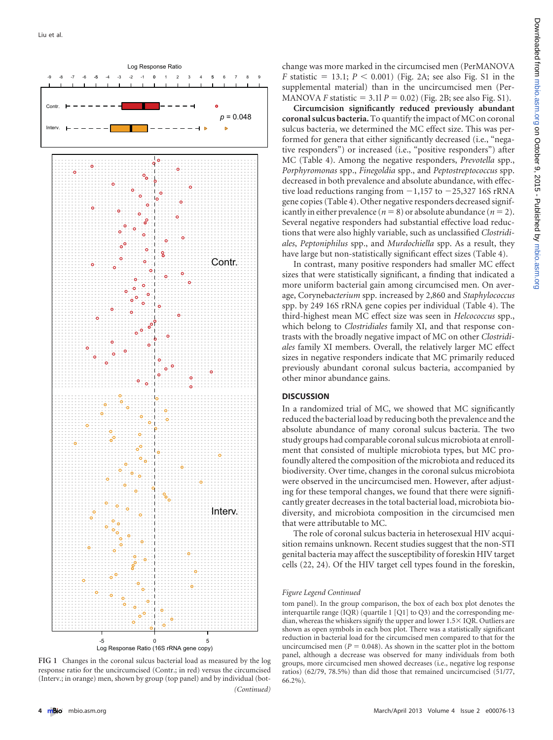change was more marked in the circumcised men (PerMANOVA $F$ statistic = 13.1; $P < 0.001$) (Fig. 2A; see also Fig. S1 in the supplemental material) than in the uncircumcised men (PerMANOVA $F$ statistic = 3.1l $P = 0.02$) (Fig. 2B; see also Fig. S1).

**Circumcision significantly reduced previously abundant coronal sulcus bacteria.** To quantify the impact of MC on coronal sulcus bacteria, we determined the MC effect size. This was performed for genera that either significantly decreased (i.e., "negative responders") or increased (i.e., "positive responders") after MC (Table 4). Among the negative responders, *Prevotella* spp., *Porphyromonas* spp., *Finegoldia* spp., and *Peptostreptococcus* spp. decreased in both prevalence and absolute abundance, with effective load reductions ranging from −1,157 to −25,327 16S rRNA gene copies (Table 4). Other negative responders decreased significantly in either prevalence ($n = 8$) or absolute abundance ($n = 2$). Several negative responders had substantial effective load reductions that were also highly variable, such as unclassified *Clostridiales*, *Peptoniphilus* spp., and *Murdochiella* spp. As a result, they have large but non-statistically significant effect sizes (Table 4).

In contrast, many positive responders had smaller MC effect sizes that were statistically significant, a finding that indicated a more uniform bacterial gain among circumcised men. On average, Coryne*bacterium* spp. increased by 2,860 and *Staphylococcus* spp. by 249 16S rRNA gene copies per individual (Table 4). The third-highest mean MC effect size was seen in *Helcococcus* spp., which belong to *Clostridiales* family XI, and that response contrasts with the broadly negative impact of MC on other *Clostridiales* family XI members. Overall, the relatively larger MC effect sizes in negative responders indicate that MC primarily reduced previously abundant coronal sulcus bacteria, accompanied by other minor abundance gains.

## DISCUSSION

In a randomized trial of MC, we showed that MC significantly reduced the bacterial load by reducing both the prevalence and the absolute abundance of many coronal sulcus bacteria. The two study groups had comparable coronal sulcus microbiota at enrollment that consisted of multiple microbiota types, but MC profoundly altered the composition of the microbiota and reduced its biodiversity. Over time, changes in the coronal sulcus microbiota were observed in the uncircumcised men. However, after adjusting for these temporal changes, we found that there were significantly greater decreases in the total bacterial load, microbiota biodiversity, and microbiota composition in the circumcised men that were attributable to MC.

The role of coronal sulcus bacteria in heterosexual HIV acquisition remains unknown. Recent studies suggest that the non-STI genital bacteria may affect the susceptibility of foreskin HIV target cells (22, 24). Of the HIV target cell types found in the foreskin,

FIG 1 Changes in the coronal sulcus bacterial load as measured by the log response ratio for the uncircumcised (Contr.; in red) versus the circumcised (Interv.; in orange) men, shown by group (top panel) and by individual (bottom panel). In the group comparison, the box of each box plot denotes the interquartile range (IQR) (quartile 1 [Q1] to Q3) and the corresponding median, whereas the whiskers signify the upper and lower 1.5× IQR. Outliers are shown as open symbols in each box plot. There was a statistically significant reduction in bacterial load for the circumcised men compared to that for the uncircumcised men ($P = 0.048$). As shown in the scatter plot in the bottom panel, although a decrease was observed for many individuals from both groups, more circumcised men showed decreases (i.e., negative log response ratios) (62/79, 78.5%) than did those that remained uncircumcised (51/77, 66.2%).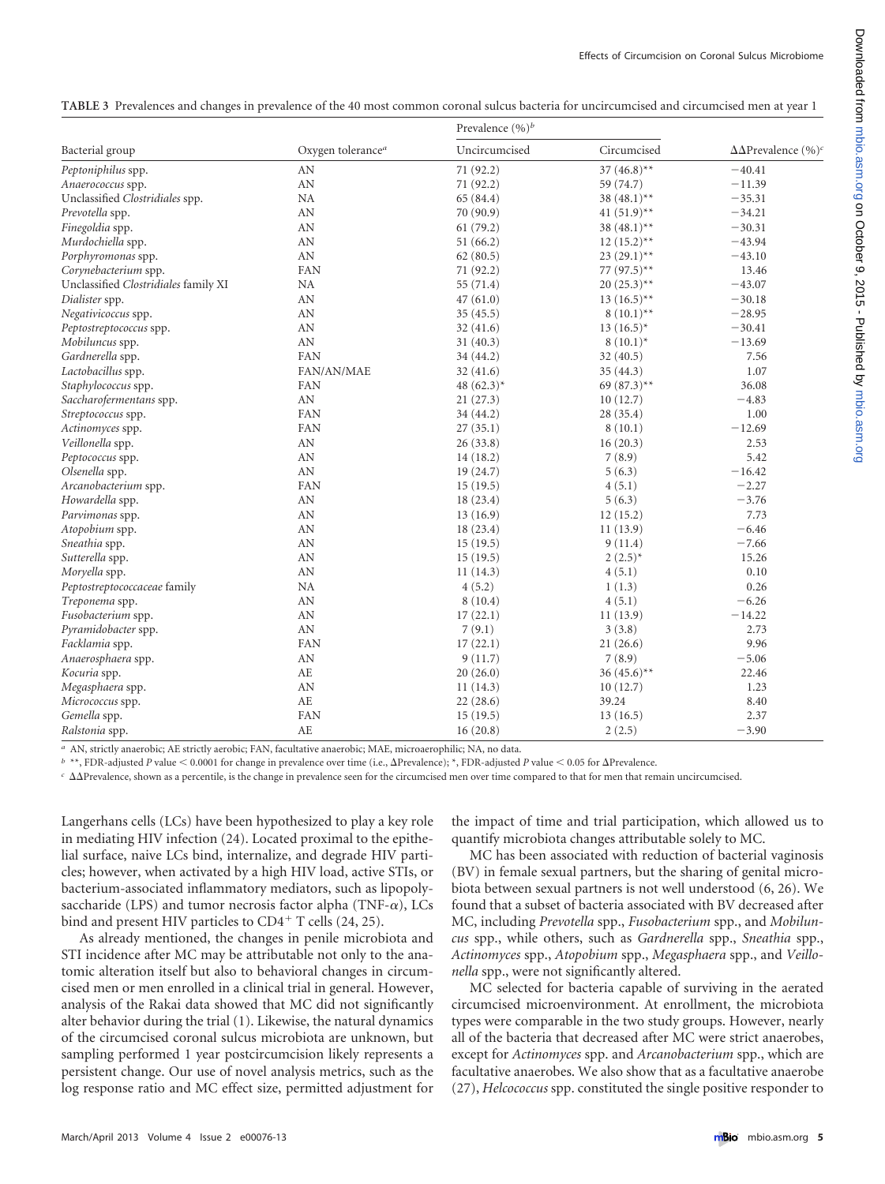**TABLE 3** Prevalences and changes in prevalence of the 40 most common coronal sulcus bacteria for uncircumcised and circumcised men at year 1

| Bacterial group | Oxygen tolerance[a] | Prevalence (%)[b] | | ΔΔPrevalence (%)[c] |
|---|---|---|---|---|
| | | Uncircumcised | Circumcised | |
| *Peptoniphilus* spp. | AN | 71 (92.2) | 37 (46.8)** | −40.41 |
| *Anaerococcus* spp. | AN | 71 (92.2) | 59 (74.7) | −11.39 |
| Unclassified *Clostridiales* spp. | NA | 65 (84.4) | 38 (48.1)** | −35.31 |
| *Prevotella* spp. | AN | 70 (90.9) | 41 (51.9)** | −34.21 |
| *Finegoldia* spp. | AN | 61 (79.2) | 38 (48.1)** | −30.31 |
| *Murdochiella* spp. | AN | 51 (66.2) | 12 (15.2)** | −43.94 |
| *Porphyromonas* spp. | AN | 62 (80.5) | 23 (29.1)** | −43.10 |
| *Corynebacterium* spp. | FAN | 71 (92.2) | 77 (97.5)** | 13.46 |
| Unclassified *Clostridiales* family XI | NA | 55 (71.4) | 20 (25.3)** | −43.07 |
| *Dialister* spp. | AN | 47 (61.0) | 13 (16.5)** | −30.18 |
| *Negativicoccus* spp. | AN | 35 (45.5) | 8 (10.1)** | −28.95 |
| *Peptostreptococcus* spp. | AN | 32 (41.6) | 13 (16.5)* | −30.41 |
| *Mobiluncus* spp. | AN | 31 (40.3) | 8 (10.1)* | −13.69 |
| *Gardnerella* spp. | FAN | 34 (44.2) | 32 (40.5) | 7.56 |
| *Lactobacillus* spp. | FAN/AN/MAE | 32 (41.6) | 35 (44.3) | 1.07 |
| *Staphylococcus* spp. | FAN | 48 (62.3)* | 69 (87.3)** | 36.08 |
| *Saccharofermentans* spp. | AN | 21 (27.3) | 10 (12.7) | −4.83 |
| *Streptococcus* spp. | FAN | 34 (44.2) | 28 (35.4) | 1.00 |
| *Actinomyces* spp. | FAN | 27 (35.1) | 8 (10.1) | −12.69 |
| *Veillonella* spp. | AN | 26 (33.8) | 16 (20.3) | 2.53 |
| *Peptococcus* spp. | AN | 14 (18.2) | 7 (8.9) | 5.42 |
| *Olsenella* spp. | AN | 19 (24.7) | 5 (6.3) | −16.42 |
| *Arcanobacterium* spp. | FAN | 15 (19.5) | 4 (5.1) | −2.27 |
| *Howardella* spp. | AN | 18 (23.4) | 5 (6.3) | −3.76 |
| *Parvimonas* spp. | AN | 13 (16.9) | 12 (15.2) | 7.73 |
| *Atopobium* spp. | AN | 18 (23.4) | 11 (13.9) | −6.46 |
| *Sneathia* spp. | AN | 15 (19.5) | 9 (11.4) | −7.66 |
| *Sutterella* spp. | AN | 15 (19.5) | 2 (2.5)* | 15.26 |
| *Moryella* spp. | AN | 11 (14.3) | 4 (5.1) | 0.10 |
| *Peptostreptococcaceae* family | NA | 4 (5.2) | 1 (1.3) | 0.26 |
| *Treponema* spp. | AN | 8 (10.4) | 4 (5.1) | −6.26 |
| *Fusobacterium* spp. | AN | 17 (22.1) | 11 (13.9) | −14.22 |
| *Pyramidobacter* spp. | AN | 7 (9.1) | 3 (3.8) | 2.73 |
| *Facklamia* spp. | FAN | 17 (22.1) | 21 (26.6) | 9.96 |
| *Anaerosphaera* spp. | AN | 9 (11.7) | 7 (8.9) | −5.06 |
| *Kocuria* spp. | AE | 20 (26.0) | 36 (45.6)** | 22.46 |
| *Megasphaera* spp. | AN | 11 (14.3) | 10 (12.7) | 1.23 |
| *Micrococcus* spp. | AE | 22 (28.6) | 39.24 | 8.40 |
| *Gemella* spp. | FAN | 15 (19.5) | 13 (16.5) | 2.37 |
| *Ralstonia* spp. | AE | 16 (20.8) | 2 (2.5) | −3.90 |

[a] AN, strictly anaerobic; AE strictly aerobic; FAN, facultative anaerobic; MAE, microaerophilic; NA, no data.

[b] **, FDR-adjusted *P* value < 0.0001 for change in prevalence over time (i.e., ΔPrevalence); *, FDR-adjusted *P* value < 0.05 for ΔPrevalence.

[c] ΔΔPrevalence, shown as a percentile, is the change in prevalence seen for the circumcised men over time compared to that for men that remain uncircumcised.

Langerhans cells (LCs) have been hypothesized to play a key role in mediating HIV infection (24). Located proximal to the epithelial surface, naive LCs bind, internalize, and degrade HIV particles; however, when activated by a high HIV load, active STIs, or bacterium-associated inflammatory mediators, such as lipopolysaccharide (LPS) and tumor necrosis factor alpha (TNF-α), LCs bind and present HIV particles to $CD4^+$ T cells (24, 25).

As already mentioned, the changes in penile microbiota and STI incidence after MC may be attributable not only to the anatomic alteration itself but also to behavioral changes in circumcised men or men enrolled in a clinical trial in general. However, analysis of the Rakai data showed that MC did not significantly alter behavior during the trial (1). Likewise, the natural dynamics of the circumcised coronal sulcus microbiota are unknown, but sampling performed 1 year postcircumcision likely represents a persistent change. Our use of novel analysis metrics, such as the log response ratio and MC effect size, permitted adjustment for the impact of time and trial participation, which allowed us to quantify microbiota changes attributable solely to MC.

MC has been associated with reduction of bacterial vaginosis (BV) in female sexual partners, but the sharing of genital microbiota between sexual partners is not well understood (6, 26). We found that a subset of bacteria associated with BV decreased after MC, including *Prevotella* spp., *Fusobacterium* spp., and *Mobiluncus* spp., while others, such as *Gardnerella* spp., *Sneathia* spp., *Actinomyces* spp., *Atopobium* spp., *Megasphaera* spp., and *Veillonella* spp., were not significantly altered.

MC selected for bacteria capable of surviving in the aerated circumcised microenvironment. At enrollment, the microbiota types were comparable in the two study groups. However, nearly all of the bacteria that decreased after MC were strict anaerobes, except for *Actinomyces* spp. and *Arcanobacterium* spp., which are facultative anaerobes. We also show that as a facultative anaerobe (27), *Helcococcus* spp. constituted the single positive responder to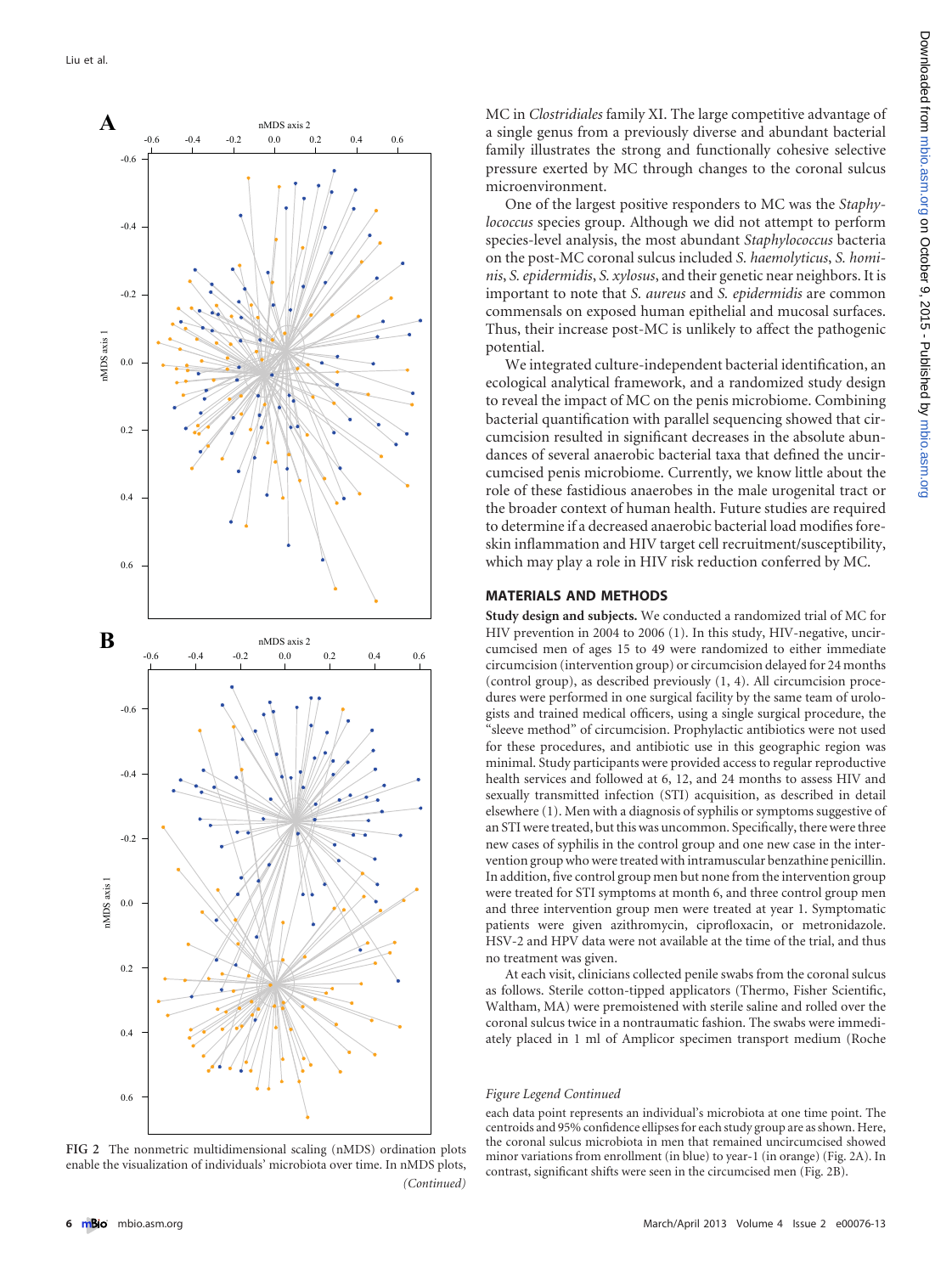MC in *Clostridiales* family XI. The large competitive advantage of a single genus from a previously diverse and abundant bacterial family illustrates the strong and functionally cohesive selective pressure exerted by MC through changes to the coronal sulcus microenvironment.

One of the largest positive responders to MC was the *Staphylococcus* species group. Although we did not attempt to perform species-level analysis, the most abundant *Staphylococcus* bacteria on the post-MC coronal sulcus included *S. haemolyticus*, *S. hominis*, *S. epidermidis*, *S. xylosus*, and their genetic near neighbors. It is important to note that *S. aureus* and *S. epidermidis* are common commensals on exposed human epithelial and mucosal surfaces. Thus, their increase post-MC is unlikely to affect the pathogenic potential.

We integrated culture-independent bacterial identification, an ecological analytical framework, and a randomized study design to reveal the impact of MC on the penis microbiome. Combining bacterial quantification with parallel sequencing showed that circumcision resulted in significant decreases in the absolute abundances of several anaerobic bacterial taxa that defined the uncircumcised penis microbiome. Currently, we know little about the role of these fastidious anaerobes in the male urogenital tract or the broader context of human health. Future studies are required to determine if a decreased anaerobic bacterial load modifies foreskin inflammation and HIV target cell recruitment/susceptibility, which may play a role in HIV risk reduction conferred by MC.

**FIG 2** The nonmetric multidimensional scaling (nMDS) ordination plots enable the visualization of individuals' microbiota over time. In nMDS plots, each data point represents an individual's microbiota at one time point. The centroids and 95% confidence ellipses for each study group are as shown. Here, the coronal sulcus microbiota in men that remained uncircumcised showed minor variations from enrollment (in blue) to year-1 (in orange) (Fig. 2A). In contrast, significant shifts were seen in the circumcised men (Fig. 2B).

## MATERIALS AND METHODS

**Study design and subjects.** We conducted a randomized trial of MC for HIV prevention in 2004 to 2006 (1). In this study, HIV-negative, uncircumcised men of ages 15 to 49 were randomized to either immediate circumcision (intervention group) or circumcision delayed for 24 months (control group), as described previously (1, 4). All circumcision procedures were performed in one surgical facility by the same team of urologists and trained medical officers, using a single surgical procedure, the "sleeve method" of circumcision. Prophylactic antibiotics were not used for these procedures, and antibiotic use in this geographic region was minimal. Study participants were provided access to regular reproductive health services and followed at 6, 12, and 24 months to assess HIV and sexually transmitted infection (STI) acquisition, as described in detail elsewhere (1). Men with a diagnosis of syphilis or symptoms suggestive of an STI were treated, but this was uncommon. Specifically, there were three new cases of syphilis in the control group and one new case in the intervention group who were treated with intramuscular benzathine penicillin. In addition, five control group men but none from the intervention group were treated for STI symptoms at month 6, and three control group men and three intervention group men were treated at year 1. Symptomatic patients were given azithromycin, ciprofloxacin, or metronidazole. HSV-2 and HPV data were not available at the time of the trial, and thus no treatment was given.

At each visit, clinicians collected penile swabs from the coronal sulcus as follows. Sterile cotton-tipped applicators (Thermo, Fisher Scientific, Waltham, MA) were premoistened with sterile saline and rolled over the coronal sulcus twice in a nontraumatic fashion. The swabs were immediately placed in 1 ml of Amplicor specimen transport medium (Roche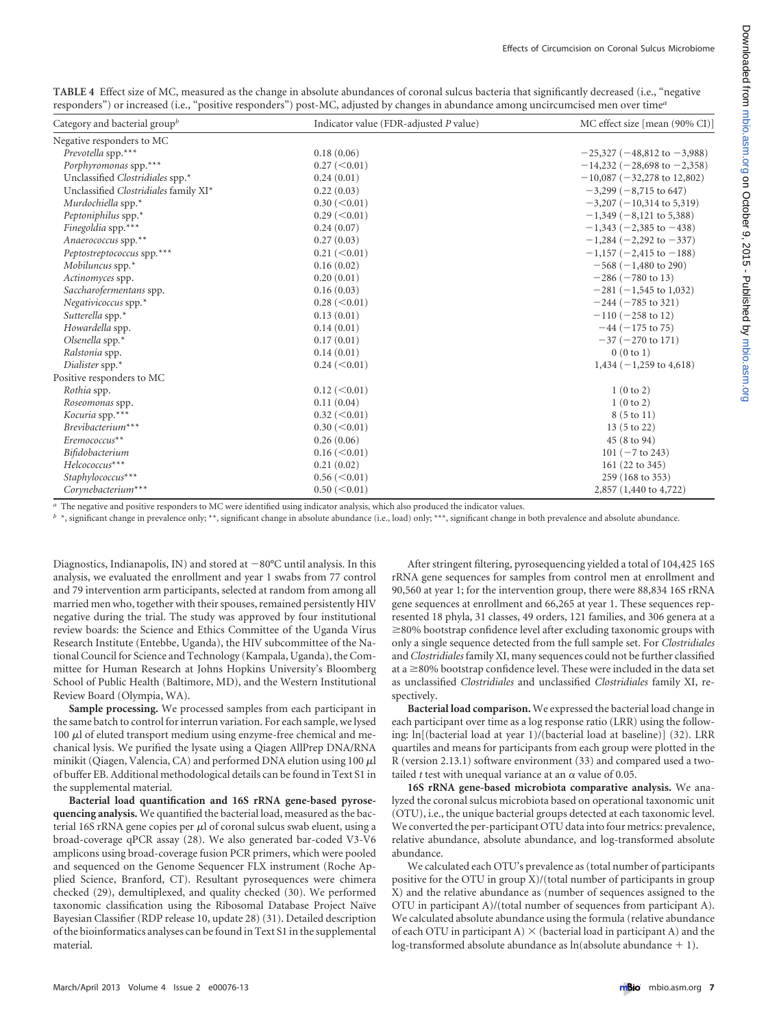**TABLE 4** Effect size of MC, measured as the change in absolute abundances of coronal sulcus bacteria that significantly decreased (i.e., "negative responders") or increased (i.e., "positive responders") post-MC, adjusted by changes in abundance among uncircumcised men over time[a]

| Category and bacterial group[b] | Indicator value (FDR-adjusted *P* value) | MC effect size [mean (90% CI)] |
|---|---|---|
| Negative responders to MC | | |
| *Prevotella* spp.*** | 0.18 (0.06) | −25,327 (−48,812 to −3,988) |
| *Porphyromonas* spp.*** | 0.27 (<0.01) | −14,232 (−28,698 to −2,358) |
| Unclassified *Clostridiales* spp.* | 0.24 (0.01) | −10,087 (−32,278 to 12,802) |
| Unclassified *Clostridiales* family XI* | 0.22 (0.03) | −3,299 (−8,715 to 647) |
| *Murdochiella* spp.* | 0.30 (<0.01) | −3,207 (−10,314 to 5,319) |
| *Peptoniphilus* spp.* | 0.29 (<0.01) | −1,349 (−8,121 to 5,388) |
| *Finegoldia* spp.*** | 0.24 (0.07) | −1,343 (−2,385 to −438) |
| *Anaerococcus* spp.** | 0.27 (0.03) | −1,284 (−2,292 to −337) |
| *Peptostreptococcus* spp.*** | 0.21 (<0.01) | −1,157 (−2,415 to −188) |
| *Mobiluncus* spp.* | 0.16 (0.02) | −568 (−1,480 to 290) |
| *Actinomyces* spp. | 0.20 (0.01) | −286 (−780 to 13) |
| *Saccharofermentans* spp. | 0.16 (0.03) | −281 (−1,545 to 1,032) |
| *Negativicoccus* spp.* | 0.28 (<0.01) | −244 (−785 to 321) |
| *Sutterella* spp.* | 0.13 (0.01) | −110 (−258 to 12) |
| *Howardella* spp. | 0.14 (0.01) | −44 (−175 to 75) |
| *Olsenella* spp.* | 0.17 (0.01) | −37 (−270 to 171) |
| *Ralstonia* spp. | 0.14 (0.01) | 0 (0 to 1) |
| *Dialister* spp.* | 0.24 (<0.01) | 1,434 (−1,259 to 4,618) |
| Positive responders to MC | | |
| *Rothia* spp. | 0.12 (<0.01) | 1 (0 to 2) |
| *Roseomonas* spp. | 0.11 (0.04) | 1 (0 to 2) |
| *Kocuria* spp.*** | 0.32 (<0.01) | 8 (5 to 11) |
| *Brevibacterium*** | 0.30 (<0.01) | 13 (5 to 22) |
| *Eremococcus*** | 0.26 (0.06) | 45 (8 to 94) |
| *Bifidobacterium* | 0.16 (<0.01) | 101 (−7 to 243) |
| *Helcococcus**** | 0.21 (0.02) | 161 (22 to 345) |
| *Staphylococcus**** | 0.56 (<0.01) | 259 (168 to 353) |
| *Corynebacterium**** | 0.50 (<0.01) | 2,857 (1,440 to 4,722) |

[a] The negative and positive responders to MC were identified using indicator analysis, which also produced the indicator values.

[b] *, significant change in prevalence only; **, significant change in absolute abundance (i.e., load) only; ***, significant change in both prevalence and absolute abundance.

Diagnostics, Indianapolis, IN) and stored at −80°C until analysis. In this analysis, we evaluated the enrollment and year 1 swabs from 77 control and 79 intervention arm participants, selected at random from among all married men who, together with their spouses, remained persistently HIV negative during the trial. The study was approved by four institutional review boards: the Science and Ethics Committee of the Uganda Virus Research Institute (Entebbe, Uganda), the HIV subcommittee of the National Council for Science and Technology (Kampala, Uganda), the Committee for Human Research at Johns Hopkins University's Bloomberg School of Public Health (Baltimore, MD), and the Western Institutional Review Board (Olympia, WA).

**Sample processing.** We processed samples from each participant in the same batch to control for interrun variation. For each sample, we lysed 100 μl of eluted transport medium using enzyme-free chemical and mechanical lysis. We purified the lysate using a Qiagen AllPrep DNA/RNA minikit (Qiagen, Valencia, CA) and performed DNA elution using 100 μl of buffer EB. Additional methodological details can be found in Text S1 in the supplemental material.

**Bacterial load quantification and 16S rRNA gene-based pyrosequencing analysis.** We quantified the bacterial load, measured as the bacterial 16S rRNA gene copies per μl of coronal sulcus swab eluent, using a broad-coverage qPCR assay (28). We also generated bar-coded V3-V6 amplicons using broad-coverage fusion PCR primers, which were pooled and sequenced on the Genome Sequencer FLX instrument (Roche Applied Science, Branford, CT). Resultant pyrosequences were chimera checked (29), demultiplexed, and quality checked (30). We performed taxonomic classification using the Ribosomal Database Project Naïve Bayesian Classifier (RDP release 10, update 28) (31). Detailed description of the bioinformatics analyses can be found in Text S1 in the supplemental material.

After stringent filtering, pyrosequencing yielded a total of 104,425 16S rRNA gene sequences for samples from control men at enrollment and 90,560 at year 1; for the intervention group, there were 88,834 16S rRNA gene sequences at enrollment and 66,265 at year 1. These sequences represented 18 phyla, 31 classes, 49 orders, 121 families, and 306 genera at a ≥80% bootstrap confidence level after excluding taxonomic groups with only a single sequence detected from the full sample set. For *Clostridiales* and *Clostridiales* family XI, many sequences could not be further classified at a ≥80% bootstrap confidence level. These were included in the data set as unclassified *Clostridiales* and unclassified *Clostridiales* family XI, respectively.

**Bacterial load comparison.** We expressed the bacterial load change in each participant over time as a log response ratio (LRR) using the following: ln[(bacterial load at year 1)/(bacterial load at baseline)] (32). LRR quartiles and means for participants from each group were plotted in the R (version 2.13.1) software environment (33) and compared used a two-tailed $t$ test with unequal variance at an $\alpha$ value of 0.05.

**16S rRNA gene-based microbiota comparative analysis.** We analyzed the coronal sulcus microbiota based on operational taxonomic unit (OTU), i.e., the unique bacterial groups detected at each taxonomic level. We converted the per-participant OTU data into four metrics: prevalence, relative abundance, absolute abundance, and log-transformed absolute abundance.

We calculated each OTU's prevalence as (total number of participants positive for the OTU in group X)/(total number of participants in group X) and the relative abundance as (number of sequences assigned to the OTU in participant A)/(total number of sequences from participant A). We calculated absolute abundance using the formula (relative abundance of each OTU in participant A) × (bacterial load in participant A) and the log-transformed absolute abundance as ln(absolute abundance + 1).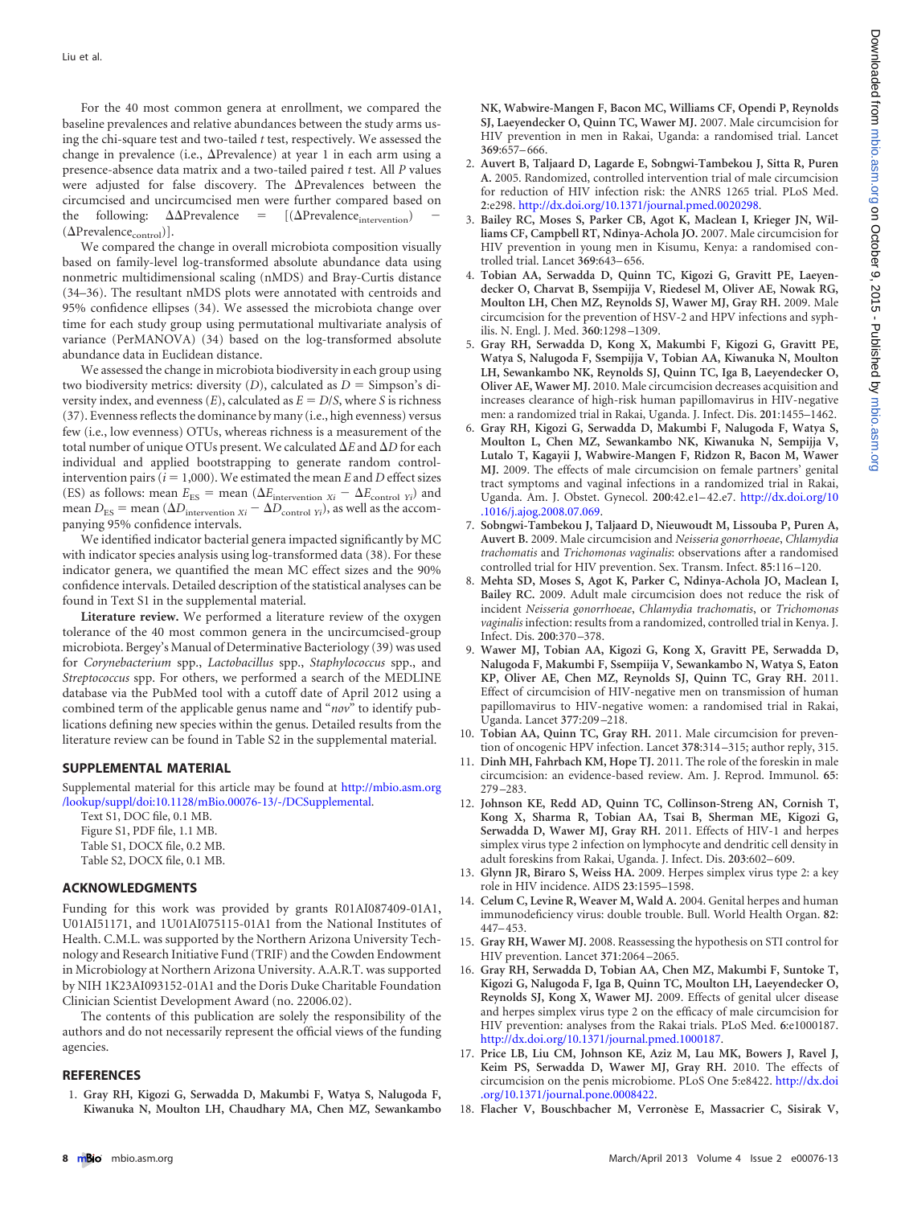For the 40 most common genera at enrollment, we compared the baseline prevalences and relative abundances between the study arms using the chi-square test and two-tailed *t* test, respectively. We assessed the change in prevalence (i.e., ΔPrevalence) at year 1 in each arm using a presence-absence data matrix and a two-tailed paired *t* test. All *P* values were adjusted for false discovery. The ΔPrevalences between the circumcised and uncircumcised men were further compared based on the following: $\Delta\Delta\text{Prevalence} = [(\Delta\text{Prevalence}_{\text{intervention}}) - (\Delta\text{Prevalence}_{\text{control}})]$.

We compared the change in overall microbiota composition visually based on family-level log-transformed absolute abundance data using nonmetric multidimensional scaling (nMDS) and Bray-Curtis distance (34–36). The resultant nMDS plots were annotated with centroids and 95% confidence ellipses (34). We assessed the microbiota change over time for each study group using permutational multivariate analysis of variance (PerMANOVA) (34) based on the log-transformed absolute abundance data in Euclidean distance.

We assessed the change in microbiota biodiversity in each group using two biodiversity metrics: diversity ($D$), calculated as $D$ = Simpson's diversity index, and evenness ($E$), calculated as $E = D/S$, where $S$ is richness (37). Evenness reflects the dominance by many (i.e., high evenness) versus few (i.e., low evenness) OTUs, whereas richness is a measurement of the total number of unique OTUs present. We calculated $\Delta E$ and $\Delta D$ for each individual and applied bootstrapping to generate random control-intervention pairs ($i = 1{,}000$). We estimated the mean $E$ and $D$ effect sizes (ES) as follows: mean $E_{\text{ES}}$ = mean ($\Delta E_{\text{intervention } Xi} - \Delta E_{\text{control } Yi}$) and mean $D_{\text{ES}}$ = mean ($\Delta D_{\text{intervention } Xi} - \Delta D_{\text{control } Yi}$), as well as the accompanying 95% confidence intervals.

We identified indicator bacterial genera impacted significantly by MC with indicator species analysis using log-transformed data (38). For these indicator genera, we quantified the mean MC effect sizes and the 90% confidence intervals. Detailed description of the statistical analyses can be found in Text S1 in the supplemental material.

**Literature review.** We performed a literature review of the oxygen tolerance of the 40 most common genera in the uncircumcised-group microbiota. Bergey's Manual of Determinative Bacteriology (39) was used for *Corynebacterium* spp., *Lactobacillus* spp., *Staphylococcus* spp., and *Streptococcus* spp. For others, we performed a search of the MEDLINE database via the PubMed tool with a cutoff date of April 2012 using a combined term of the applicable genus name and "*nov*" to identify publications defining new species within the genus. Detailed results from the literature review can be found in Table S2 in the supplemental material.

## SUPPLEMENTAL MATERIAL

Supplemental material for this article may be found at http://mbio.asm.org/lookup/suppl/doi:10.1128/mBio.00076-13/-/DCSupplemental.

Text S1, DOC file, 0.1 MB.
Figure S1, PDF file, 1.1 MB.
Table S1, DOCX file, 0.2 MB.
Table S2, DOCX file, 0.1 MB.

## ACKNOWLEDGMENTS

Funding for this work was provided by grants R01AI087409-01A1, U01AI51171, and 1U01AI075115-01A1 from the National Institutes of Health. C.M.L. was supported by the Northern Arizona University Technology and Research Initiative Fund (TRIF) and the Cowden Endowment in Microbiology at Northern Arizona University. A.A.R.T. was supported by NIH 1K23AI093152-01A1 and the Doris Duke Charitable Foundation Clinician Scientist Development Award (no. 22006.02).

The contents of this publication are solely the responsibility of the authors and do not necessarily represent the official views of the funding agencies.

## REFERENCES

1. **Gray RH, Kigozi G, Serwadda D, Makumbi F, Watya S, Nalugoda F, Kiwanuka N, Moulton LH, Chaudhary MA, Chen MZ, Sewankambo NK, Wabwire-Mangen F, Bacon MC, Williams CF, Opendi P, Reynolds SJ, Laeyendecker O, Quinn TC, Wawer MJ.** 2007. Male circumcision for HIV prevention in men in Rakai, Uganda: a randomised trial. Lancet **369**:657–666.
2. **Auvert B, Taljaard D, Lagarde E, Sobngwi-Tambekou J, Sitta R, Puren A.** 2005. Randomized, controlled intervention trial of male circumcision for reduction of HIV infection risk: the ANRS 1265 trial. PLoS Med. **2**:e298. http://dx.doi.org/10.1371/journal.pmed.0020298.
3. **Bailey RC, Moses S, Parker CB, Agot K, Maclean I, Krieger JN, Williams CF, Campbell RT, Ndinya-Achola JO.** 2007. Male circumcision for HIV prevention in young men in Kisumu, Kenya: a randomised controlled trial. Lancet **369**:643–656.
4. **Tobian AA, Serwadda D, Quinn TC, Kigozi G, Gravitt PE, Laeyendecker O, Charvat B, Ssempijja V, Riedesel M, Oliver AE, Nowak RG, Moulton LH, Chen MZ, Reynolds SJ, Wawer MJ, Gray RH.** 2009. Male circumcision for the prevention of HSV-2 and HPV infections and syphilis. N. Engl. J. Med. **360**:1298–1309.
5. **Gray RH, Serwadda D, Kong X, Makumbi F, Kigozi G, Gravitt PE, Watya S, Nalugoda F, Ssempijja V, Tobian AA, Kiwanuka N, Moulton LH, Sewankambo NK, Reynolds SJ, Quinn TC, Iga B, Laeyendecker O, Oliver AE, Wawer MJ.** 2010. Male circumcision decreases acquisition and increases clearance of high-risk human papillomavirus in HIV-negative men: a randomized trial in Rakai, Uganda. J. Infect. Dis. **201**:1455–1462.
6. **Gray RH, Kigozi G, Serwadda D, Makumbi F, Nalugoda F, Watya S, Moulton L, Chen MZ, Sewankambo NK, Kiwanuka N, Sempijja V, Lutalo T, Kagayii J, Wabwire-Mangen F, Ridzon R, Bacon M, Wawer MJ.** 2009. The effects of male circumcision on female partners' genital tract symptoms and vaginal infections in a randomized trial in Rakai, Uganda. Am. J. Obstet. Gynecol. **200**:42.e1–42.e7. http://dx.doi.org/10.1016/j.ajog.2008.07.069.
7. **Sobngwi-Tambekou J, Taljaard D, Nieuwoudt M, Lissouba P, Puren A, Auvert B.** 2009. Male circumcision and *Neisseria gonorrhoeae*, *Chlamydia trachomatis* and *Trichomonas vaginalis*: observations after a randomised controlled trial for HIV prevention. Sex. Transm. Infect. **85**:116–120.
8. **Mehta SD, Moses S, Agot K, Parker C, Ndinya-Achola JO, Maclean I, Bailey RC.** 2009. Adult male circumcision does not reduce the risk of incident *Neisseria gonorrhoeae*, *Chlamydia trachomatis*, or *Trichomonas vaginalis* infection: results from a randomized, controlled trial in Kenya. J. Infect. Dis. **200**:370–378.
9. **Wawer MJ, Tobian AA, Kigozi G, Kong X, Gravitt PE, Serwadda D, Nalugoda F, Makumbi F, Ssempiija V, Sewankambo N, Watya S, Eaton KP, Oliver AE, Chen MZ, Reynolds SJ, Quinn TC, Gray RH.** 2011. Effect of circumcision of HIV-negative men on transmission of human papillomavirus to HIV-negative women: a randomised trial in Rakai, Uganda. Lancet **377**:209–218.
10. **Tobian AA, Quinn TC, Gray RH.** 2011. Male circumcision for prevention of oncogenic HPV infection. Lancet **378**:314–315; author reply, 315.
11. **Dinh MH, Fahrbach KM, Hope TJ.** 2011. The role of the foreskin in male circumcision: an evidence-based review. Am. J. Reprod. Immunol. **65**:279–283.
12. **Johnson KE, Redd AD, Quinn TC, Collinson-Streng AN, Cornish T, Kong X, Sharma R, Tobian AA, Tsai B, Sherman ME, Kigozi G, Serwadda D, Wawer MJ, Gray RH.** 2011. Effects of HIV-1 and herpes simplex virus type 2 infection on lymphocyte and dendritic cell density in adult foreskins from Rakai, Uganda. J. Infect. Dis. **203**:602–609.
13. **Glynn JR, Biraro S, Weiss HA.** 2009. Herpes simplex virus type 2: a key role in HIV incidence. AIDS **23**:1595–1598.
14. **Celum C, Levine R, Weaver M, Wald A.** 2004. Genital herpes and human immunodeficiency virus: double trouble. Bull. World Health Organ. **82**:447–453.
15. **Gray RH, Wawer MJ.** 2008. Reassessing the hypothesis on STI control for HIV prevention. Lancet **371**:2064–2065.
16. **Gray RH, Serwadda D, Tobian AA, Chen MZ, Makumbi F, Suntoke T, Kigozi G, Nalugoda F, Iga B, Quinn TC, Moulton LH, Laeyendecker O, Reynolds SJ, Kong X, Wawer MJ.** 2009. Effects of genital ulcer disease and herpes simplex virus type 2 on the efficacy of male circumcision for HIV prevention: analyses from the Rakai trials. PLoS Med. **6**:e1000187. http://dx.doi.org/10.1371/journal.pmed.1000187.
17. **Price LB, Liu CM, Johnson KE, Aziz M, Lau MK, Bowers J, Ravel J, Keim PS, Serwadda D, Wawer MJ, Gray RH.** 2010. The effects of circumcision on the penis microbiome. PLoS One **5**:e8422. http://dx.doi.org/10.1371/journal.pone.0008422.
18. **Flacher V, Bouschbacher M, Verronèse E, Massacrier C, Sisirak V,**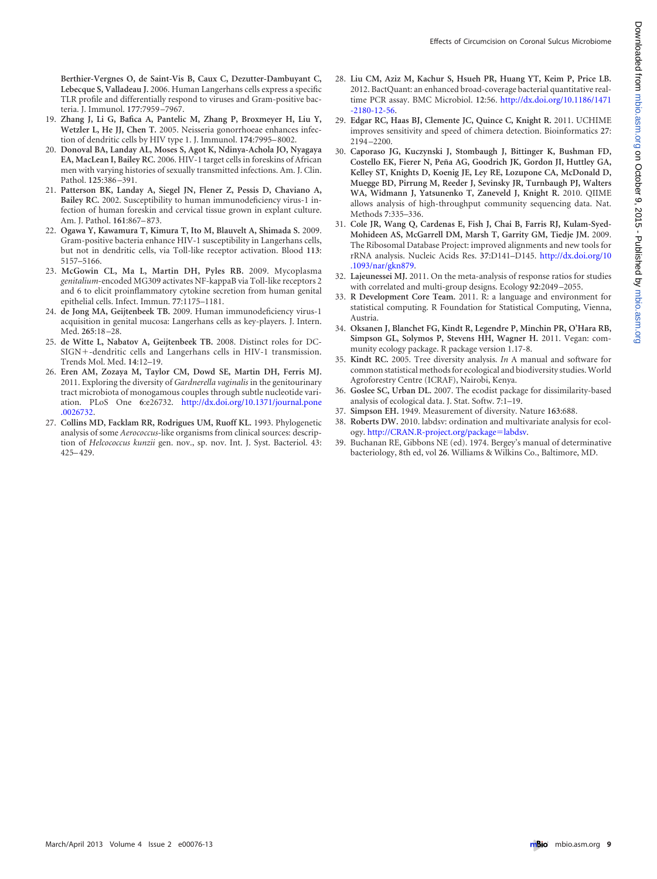Berthier-Vergnes O, de Saint-Vis B, Caux C, Dezutter-Dambuyant C, Lebecque S, Valladeau J. 2006. Human Langerhans cells express a specific TLR profile and differentially respond to viruses and Gram-positive bacteria. J. Immunol. **177**:7959–7967.

19. **Zhang J, Li G, Bafica A, Pantelic M, Zhang P, Broxmeyer H, Liu Y, Wetzler L, He JJ, Chen T.** 2005. Neisseria gonorrhoeae enhances infection of dendritic cells by HIV type 1. J. Immunol. **174**:7995–8002.
20. **Donoval BA, Landay AL, Moses S, Agot K, Ndinya-Achola JO, Nyagaya EA, MacLean I, Bailey RC.** 2006. HIV-1 target cells in foreskins of African men with varying histories of sexually transmitted infections. Am. J. Clin. Pathol. **125**:386–391.
21. **Patterson BK, Landay A, Siegel JN, Flener Z, Pessis D, Chaviano A, Bailey RC.** 2002. Susceptibility to human immunodeficiency virus-1 infection of human foreskin and cervical tissue grown in explant culture. Am. J. Pathol. **161**:867–873.
22. **Ogawa Y, Kawamura T, Kimura T, Ito M, Blauvelt A, Shimada S.** 2009. Gram-positive bacteria enhance HIV-1 susceptibility in Langerhans cells, but not in dendritic cells, via Toll-like receptor activation. Blood **113**: 5157–5166.
23. **McGowin CL, Ma L, Martin DH, Pyles RB.** 2009. Mycoplasma *genitalium*-encoded MG309 activates NF-kappaB via Toll-like receptors 2 and 6 to elicit proinflammatory cytokine secretion from human genital epithelial cells. Infect. Immun. **77**:1175–1181.
24. **de Jong MA, Geijtenbeek TB.** 2009. Human immunodeficiency virus-1 acquisition in genital mucosa: Langerhans cells as key-players. J. Intern. Med. **265**:18–28.
25. **de Witte L, Nabatov A, Geijtenbeek TB.** 2008. Distinct roles for DC-SIGN+-dendritic cells and Langerhans cells in HIV-1 transmission. Trends Mol. Med. **14**:12–19.
26. **Eren AM, Zozaya M, Taylor CM, Dowd SE, Martin DH, Ferris MJ.** 2011. Exploring the diversity of *Gardnerella vaginalis* in the genitourinary tract microbiota of monogamous couples through subtle nucleotide variation. PLoS One **6**:e26732. http://dx.doi.org/10.1371/journal.pone.0026732.
27. **Collins MD, Facklam RR, Rodrigues UM, Ruoff KL.** 1993. Phylogenetic analysis of some *Aerococcus*-like organisms from clinical sources: description of *Helcococcus kunzii* gen. nov., sp. nov. Int. J. Syst. Bacteriol. 43: 425–429.
28. **Liu CM, Aziz M, Kachur S, Hsueh PR, Huang YT, Keim P, Price LB.** 2012. BactQuant: an enhanced broad-coverage bacterial quantitative real-time PCR assay. BMC Microbiol. **12**:56. http://dx.doi.org/10.1186/1471-2180-12-56.
29. **Edgar RC, Haas BJ, Clemente JC, Quince C, Knight R.** 2011. UCHIME improves sensitivity and speed of chimera detection. Bioinformatics **27**: 2194–2200.
30. **Caporaso JG, Kuczynski J, Stombaugh J, Bittinger K, Bushman FD, Costello EK, Fierer N, Peña AG, Goodrich JK, Gordon JI, Huttley GA, Kelley ST, Knights D, Koenig JE, Ley RE, Lozupone CA, McDonald D, Muegge BD, Pirrung M, Reeder J, Sevinsky JR, Turnbaugh PJ, Walters WA, Widmann J, Yatsunenko T, Zaneveld J, Knight R.** 2010. QIIME allows analysis of high-throughput community sequencing data. Nat. Methods **7**:335–336.
31. **Cole JR, Wang Q, Cardenas E, Fish J, Chai B, Farris RJ, Kulam-Syed-Mohideen AS, McGarrell DM, Marsh T, Garrity GM, Tiedje JM.** 2009. The Ribosomal Database Project: improved alignments and new tools for rRNA analysis. Nucleic Acids Res. **37**:D141–D145. http://dx.doi.org/10.1093/nar/gkn879.
32. **Lajeunessei MJ.** 2011. On the meta-analysis of response ratios for studies with correlated and multi-group designs. Ecology **92**:2049–2055.
33. **R Development Core Team.** 2011. R: a language and environment for statistical computing. R Foundation for Statistical Computing, Vienna, Austria.
34. **Oksanen J, Blanchet FG, Kindt R, Legendre P, Minchin PR, O'Hara RB, Simpson GL, Solymos P, Stevens HH, Wagner H.** 2011. Vegan: community ecology package. R package version 1.17-8.
35. **Kindt RC.** 2005. Tree diversity analysis. *In* A manual and software for common statistical methods for ecological and biodiversity studies. World Agroforestry Centre (ICRAF), Nairobi, Kenya.
36. **Goslee SC, Urban DL.** 2007. The ecodist package for dissimilarity-based analysis of ecological data. J. Stat. Softw. **7**:1–19.
37. **Simpson EH.** 1949. Measurement of diversity. Nature **163**:688.
38. **Roberts DW.** 2010. labdsv: ordination and multivariate analysis for ecology. http://CRAN.R-project.org/package=labdsv.
39. Buchanan RE, Gibbons NE (ed). 1974. Bergey's manual of determinative bacteriology, 8th ed, vol **26**. Williams & Wilkins Co., Baltimore, MD.